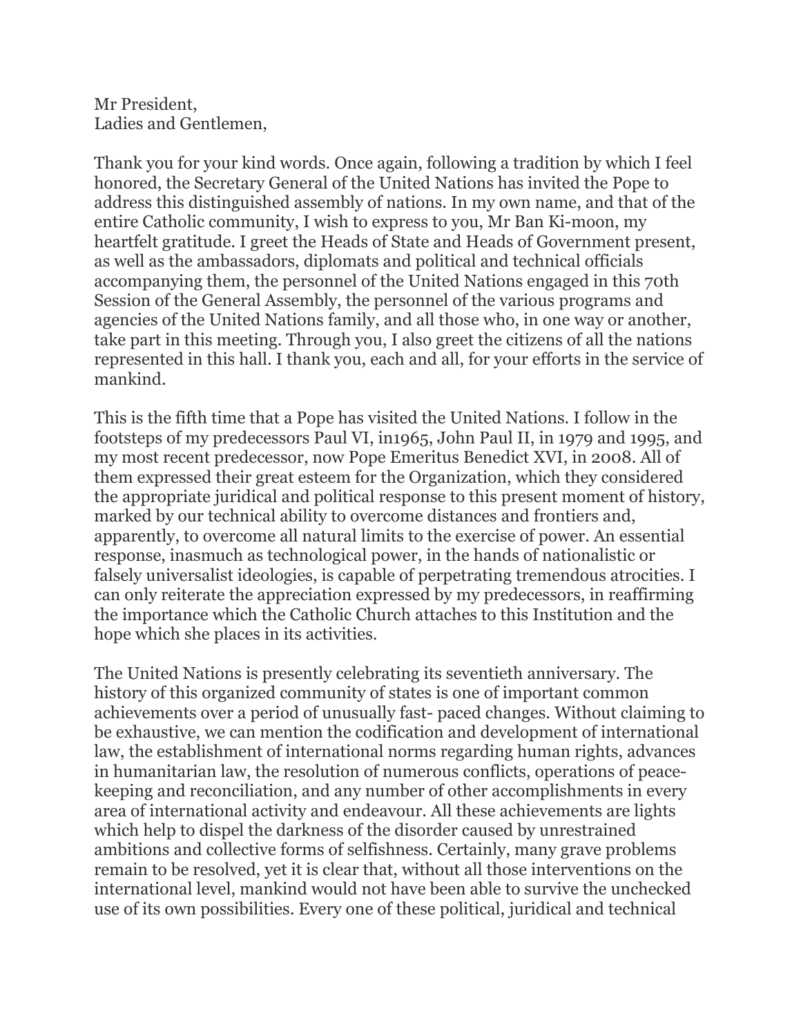Mr President,
Ladies and Gentlemen,

Thank you for your kind words. Once again, following a tradition by which I feel honored, the Secretary General of the United Nations has invited the Pope to address this distinguished assembly of nations. In my own name, and that of the entire Catholic community, I wish to express to you, Mr Ban Ki-moon, my heartfelt gratitude. I greet the Heads of State and Heads of Government present, as well as the ambassadors, diplomats and political and technical officials accompanying them, the personnel of the United Nations engaged in this 70th Session of the General Assembly, the personnel of the various programs and agencies of the United Nations family, and all those who, in one way or another, take part in this meeting. Through you, I also greet the citizens of all the nations represented in this hall. I thank you, each and all, for your efforts in the service of mankind.

This is the fifth time that a Pope has visited the United Nations. I follow in the footsteps of my predecessors Paul VI, in1965, John Paul II, in 1979 and 1995, and my most recent predecessor, now Pope Emeritus Benedict XVI, in 2008. All of them expressed their great esteem for the Organization, which they considered the appropriate juridical and political response to this present moment of history, marked by our technical ability to overcome distances and frontiers and, apparently, to overcome all natural limits to the exercise of power. An essential response, inasmuch as technological power, in the hands of nationalistic or falsely universalist ideologies, is capable of perpetrating tremendous atrocities. I can only reiterate the appreciation expressed by my predecessors, in reaffirming the importance which the Catholic Church attaches to this Institution and the hope which she places in its activities.

The United Nations is presently celebrating its seventieth anniversary. The history of this organized community of states is one of important common achievements over a period of unusually fast- paced changes. Without claiming to be exhaustive, we can mention the codification and development of international law, the establishment of international norms regarding human rights, advances in humanitarian law, the resolution of numerous conflicts, operations of peace-keeping and reconciliation, and any number of other accomplishments in every area of international activity and endeavour. All these achievements are lights which help to dispel the darkness of the disorder caused by unrestrained ambitions and collective forms of selfishness. Certainly, many grave problems remain to be resolved, yet it is clear that, without all those interventions on the international level, mankind would not have been able to survive the unchecked use of its own possibilities. Every one of these political, juridical and technical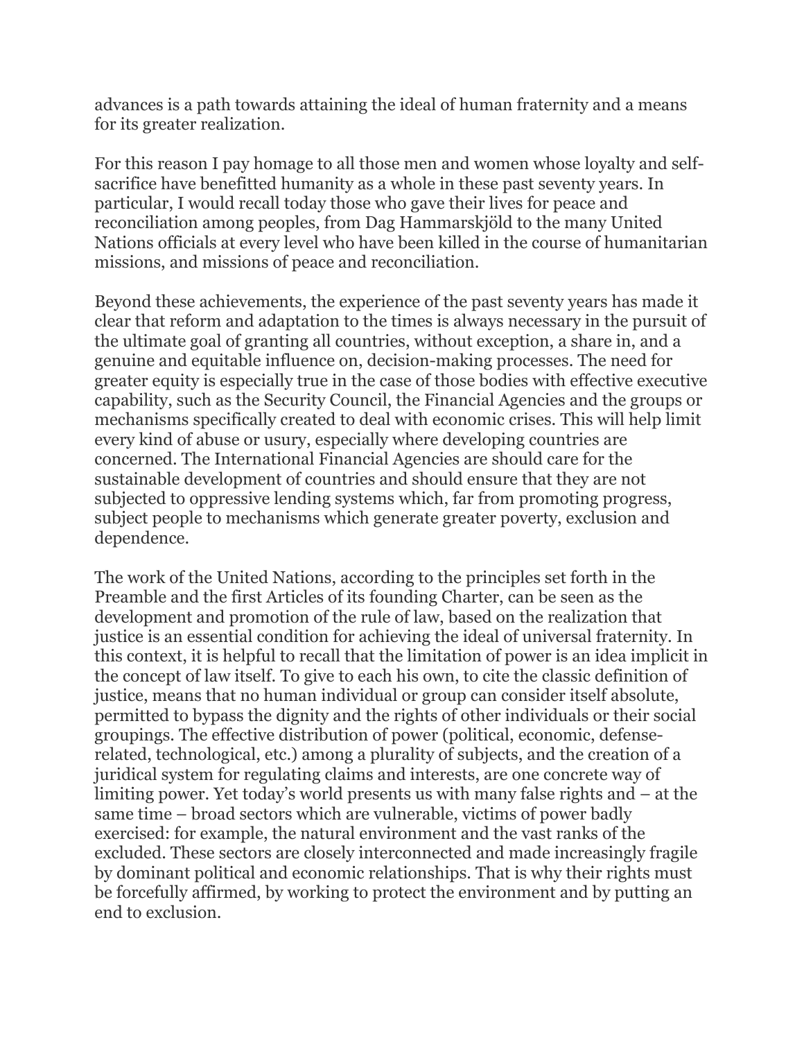advances is a path towards attaining the ideal of human fraternity and a means for its greater realization.

For this reason I pay homage to all those men and women whose loyalty and self-sacrifice have benefitted humanity as a whole in these past seventy years. In particular, I would recall today those who gave their lives for peace and reconciliation among peoples, from Dag Hammarskjöld to the many United Nations officials at every level who have been killed in the course of humanitarian missions, and missions of peace and reconciliation.

Beyond these achievements, the experience of the past seventy years has made it clear that reform and adaptation to the times is always necessary in the pursuit of the ultimate goal of granting all countries, without exception, a share in, and a genuine and equitable influence on, decision-making processes. The need for greater equity is especially true in the case of those bodies with effective executive capability, such as the Security Council, the Financial Agencies and the groups or mechanisms specifically created to deal with economic crises. This will help limit every kind of abuse or usury, especially where developing countries are concerned. The International Financial Agencies are should care for the sustainable development of countries and should ensure that they are not subjected to oppressive lending systems which, far from promoting progress, subject people to mechanisms which generate greater poverty, exclusion and dependence.

The work of the United Nations, according to the principles set forth in the Preamble and the first Articles of its founding Charter, can be seen as the development and promotion of the rule of law, based on the realization that justice is an essential condition for achieving the ideal of universal fraternity. In this context, it is helpful to recall that the limitation of power is an idea implicit in the concept of law itself. To give to each his own, to cite the classic definition of justice, means that no human individual or group can consider itself absolute, permitted to bypass the dignity and the rights of other individuals or their social groupings. The effective distribution of power (political, economic, defense-related, technological, etc.) among a plurality of subjects, and the creation of a juridical system for regulating claims and interests, are one concrete way of limiting power. Yet today's world presents us with many false rights and – at the same time – broad sectors which are vulnerable, victims of power badly exercised: for example, the natural environment and the vast ranks of the excluded. These sectors are closely interconnected and made increasingly fragile by dominant political and economic relationships. That is why their rights must be forcefully affirmed, by working to protect the environment and by putting an end to exclusion.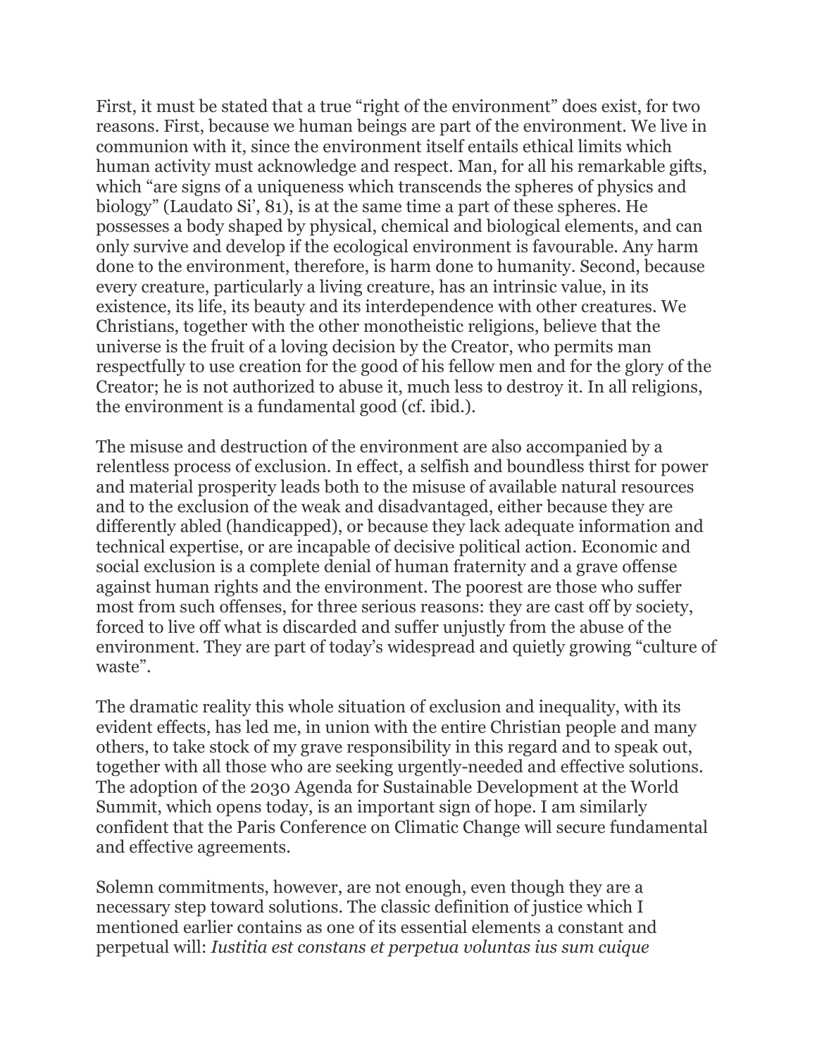First, it must be stated that a true "right of the environment" does exist, for two reasons. First, because we human beings are part of the environment. We live in communion with it, since the environment itself entails ethical limits which human activity must acknowledge and respect. Man, for all his remarkable gifts, which "are signs of a uniqueness which transcends the spheres of physics and biology" (Laudato Si', 81), is at the same time a part of these spheres. He possesses a body shaped by physical, chemical and biological elements, and can only survive and develop if the ecological environment is favourable. Any harm done to the environment, therefore, is harm done to humanity. Second, because every creature, particularly a living creature, has an intrinsic value, in its existence, its life, its beauty and its interdependence with other creatures. We Christians, together with the other monotheistic religions, believe that the universe is the fruit of a loving decision by the Creator, who permits man respectfully to use creation for the good of his fellow men and for the glory of the Creator; he is not authorized to abuse it, much less to destroy it. In all religions, the environment is a fundamental good (cf. ibid.).

The misuse and destruction of the environment are also accompanied by a relentless process of exclusion. In effect, a selfish and boundless thirst for power and material prosperity leads both to the misuse of available natural resources and to the exclusion of the weak and disadvantaged, either because they are differently abled (handicapped), or because they lack adequate information and technical expertise, or are incapable of decisive political action. Economic and social exclusion is a complete denial of human fraternity and a grave offense against human rights and the environment. The poorest are those who suffer most from such offenses, for three serious reasons: they are cast off by society, forced to live off what is discarded and suffer unjustly from the abuse of the environment. They are part of today's widespread and quietly growing "culture of waste".

The dramatic reality this whole situation of exclusion and inequality, with its evident effects, has led me, in union with the entire Christian people and many others, to take stock of my grave responsibility in this regard and to speak out, together with all those who are seeking urgently-needed and effective solutions. The adoption of the 2030 Agenda for Sustainable Development at the World Summit, which opens today, is an important sign of hope. I am similarly confident that the Paris Conference on Climatic Change will secure fundamental and effective agreements.

Solemn commitments, however, are not enough, even though they are a necessary step toward solutions. The classic definition of justice which I mentioned earlier contains as one of its essential elements a constant and perpetual will: *Iustitia est constans et perpetua voluntas ius sum cuique*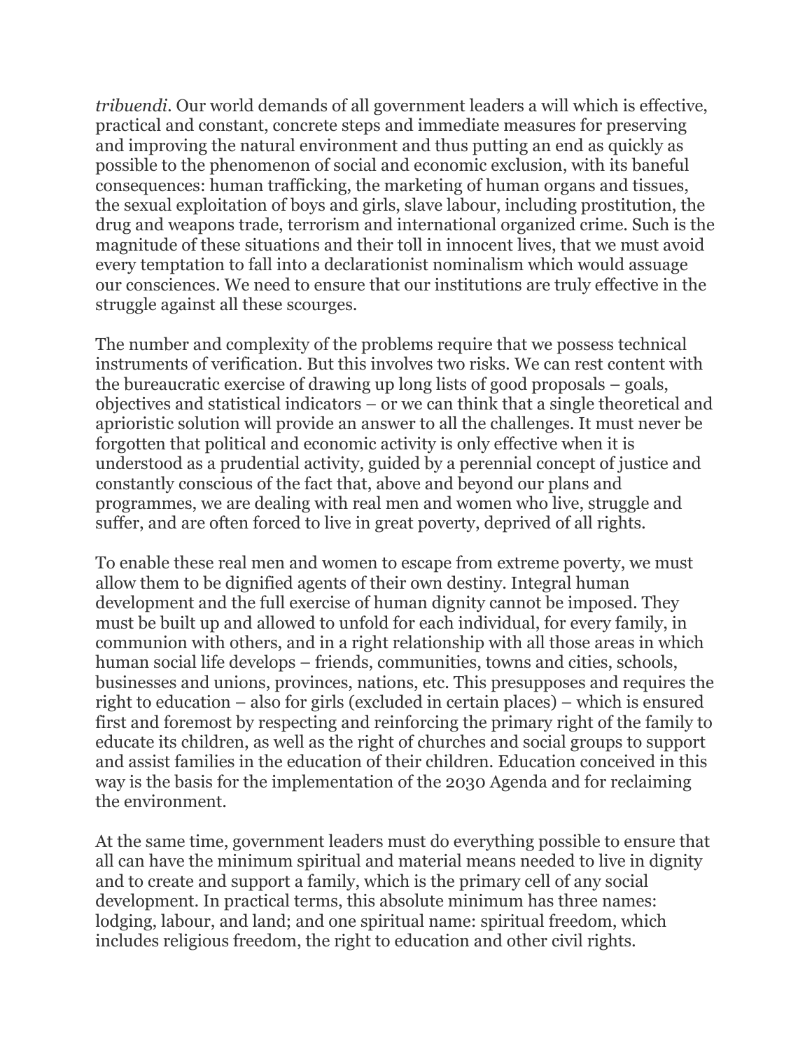*tribuendi*. Our world demands of all government leaders a will which is effective, practical and constant, concrete steps and immediate measures for preserving and improving the natural environment and thus putting an end as quickly as possible to the phenomenon of social and economic exclusion, with its baneful consequences: human trafficking, the marketing of human organs and tissues, the sexual exploitation of boys and girls, slave labour, including prostitution, the drug and weapons trade, terrorism and international organized crime. Such is the magnitude of these situations and their toll in innocent lives, that we must avoid every temptation to fall into a declarationist nominalism which would assuage our consciences. We need to ensure that our institutions are truly effective in the struggle against all these scourges.

The number and complexity of the problems require that we possess technical instruments of verification. But this involves two risks. We can rest content with the bureaucratic exercise of drawing up long lists of good proposals – goals, objectives and statistical indicators – or we can think that a single theoretical and aprioristic solution will provide an answer to all the challenges. It must never be forgotten that political and economic activity is only effective when it is understood as a prudential activity, guided by a perennial concept of justice and constantly conscious of the fact that, above and beyond our plans and programmes, we are dealing with real men and women who live, struggle and suffer, and are often forced to live in great poverty, deprived of all rights.

To enable these real men and women to escape from extreme poverty, we must allow them to be dignified agents of their own destiny. Integral human development and the full exercise of human dignity cannot be imposed. They must be built up and allowed to unfold for each individual, for every family, in communion with others, and in a right relationship with all those areas in which human social life develops – friends, communities, towns and cities, schools, businesses and unions, provinces, nations, etc. This presupposes and requires the right to education – also for girls (excluded in certain places) – which is ensured first and foremost by respecting and reinforcing the primary right of the family to educate its children, as well as the right of churches and social groups to support and assist families in the education of their children. Education conceived in this way is the basis for the implementation of the 2030 Agenda and for reclaiming the environment.

At the same time, government leaders must do everything possible to ensure that all can have the minimum spiritual and material means needed to live in dignity and to create and support a family, which is the primary cell of any social development. In practical terms, this absolute minimum has three names: lodging, labour, and land; and one spiritual name: spiritual freedom, which includes religious freedom, the right to education and other civil rights.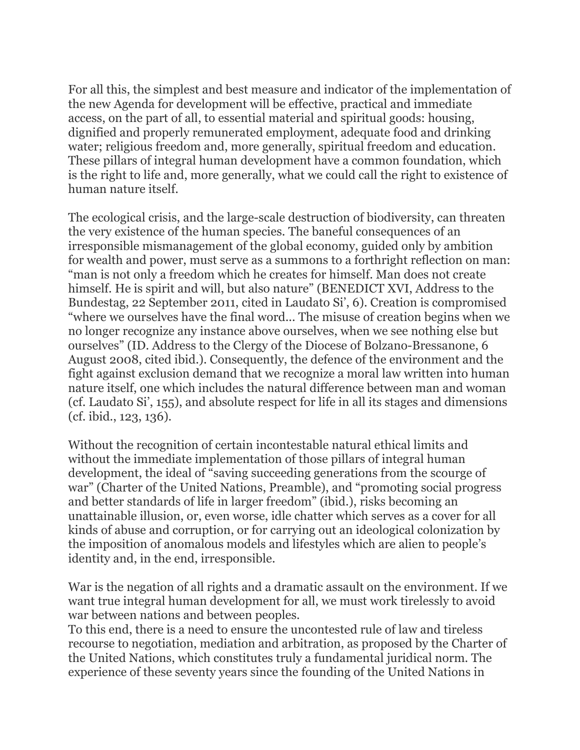For all this, the simplest and best measure and indicator of the implementation of the new Agenda for development will be effective, practical and immediate access, on the part of all, to essential material and spiritual goods: housing, dignified and properly remunerated employment, adequate food and drinking water; religious freedom and, more generally, spiritual freedom and education. These pillars of integral human development have a common foundation, which is the right to life and, more generally, what we could call the right to existence of human nature itself.

The ecological crisis, and the large-scale destruction of biodiversity, can threaten the very existence of the human species. The baneful consequences of an irresponsible mismanagement of the global economy, guided only by ambition for wealth and power, must serve as a summons to a forthright reflection on man: "man is not only a freedom which he creates for himself. Man does not create himself. He is spirit and will, but also nature" (BENEDICT XVI, Address to the Bundestag, 22 September 2011, cited in Laudato Si', 6). Creation is compromised "where we ourselves have the final word... The misuse of creation begins when we no longer recognize any instance above ourselves, when we see nothing else but ourselves" (ID. Address to the Clergy of the Diocese of Bolzano-Bressanone, 6 August 2008, cited ibid.). Consequently, the defence of the environment and the fight against exclusion demand that we recognize a moral law written into human nature itself, one which includes the natural difference between man and woman (cf. Laudato Si', 155), and absolute respect for life in all its stages and dimensions (cf. ibid., 123, 136).

Without the recognition of certain incontestable natural ethical limits and without the immediate implementation of those pillars of integral human development, the ideal of "saving succeeding generations from the scourge of war" (Charter of the United Nations, Preamble), and "promoting social progress and better standards of life in larger freedom" (ibid.), risks becoming an unattainable illusion, or, even worse, idle chatter which serves as a cover for all kinds of abuse and corruption, or for carrying out an ideological colonization by the imposition of anomalous models and lifestyles which are alien to people's identity and, in the end, irresponsible.

War is the negation of all rights and a dramatic assault on the environment. If we want true integral human development for all, we must work tirelessly to avoid war between nations and between peoples.

To this end, there is a need to ensure the uncontested rule of law and tireless recourse to negotiation, mediation and arbitration, as proposed by the Charter of the United Nations, which constitutes truly a fundamental juridical norm. The experience of these seventy years since the founding of the United Nations in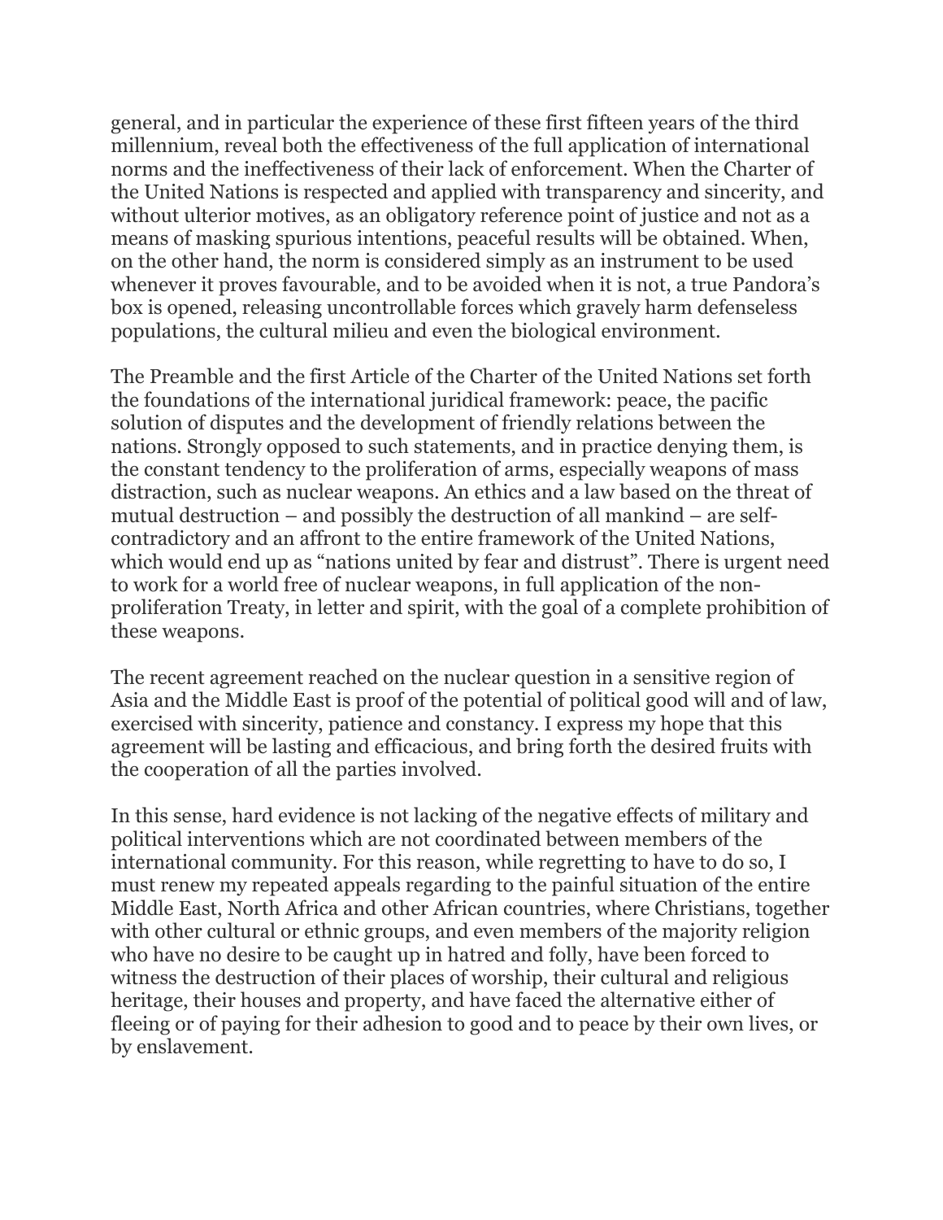general, and in particular the experience of these first fifteen years of the third millennium, reveal both the effectiveness of the full application of international norms and the ineffectiveness of their lack of enforcement. When the Charter of the United Nations is respected and applied with transparency and sincerity, and without ulterior motives, as an obligatory reference point of justice and not as a means of masking spurious intentions, peaceful results will be obtained. When, on the other hand, the norm is considered simply as an instrument to be used whenever it proves favourable, and to be avoided when it is not, a true Pandora's box is opened, releasing uncontrollable forces which gravely harm defenseless populations, the cultural milieu and even the biological environment.

The Preamble and the first Article of the Charter of the United Nations set forth the foundations of the international juridical framework: peace, the pacific solution of disputes and the development of friendly relations between the nations. Strongly opposed to such statements, and in practice denying them, is the constant tendency to the proliferation of arms, especially weapons of mass distraction, such as nuclear weapons. An ethics and a law based on the threat of mutual destruction – and possibly the destruction of all mankind – are self-contradictory and an affront to the entire framework of the United Nations, which would end up as "nations united by fear and distrust". There is urgent need to work for a world free of nuclear weapons, in full application of the non-proliferation Treaty, in letter and spirit, with the goal of a complete prohibition of these weapons.

The recent agreement reached on the nuclear question in a sensitive region of Asia and the Middle East is proof of the potential of political good will and of law, exercised with sincerity, patience and constancy. I express my hope that this agreement will be lasting and efficacious, and bring forth the desired fruits with the cooperation of all the parties involved.

In this sense, hard evidence is not lacking of the negative effects of military and political interventions which are not coordinated between members of the international community. For this reason, while regretting to have to do so, I must renew my repeated appeals regarding to the painful situation of the entire Middle East, North Africa and other African countries, where Christians, together with other cultural or ethnic groups, and even members of the majority religion who have no desire to be caught up in hatred and folly, have been forced to witness the destruction of their places of worship, their cultural and religious heritage, their houses and property, and have faced the alternative either of fleeing or of paying for their adhesion to good and to peace by their own lives, or by enslavement.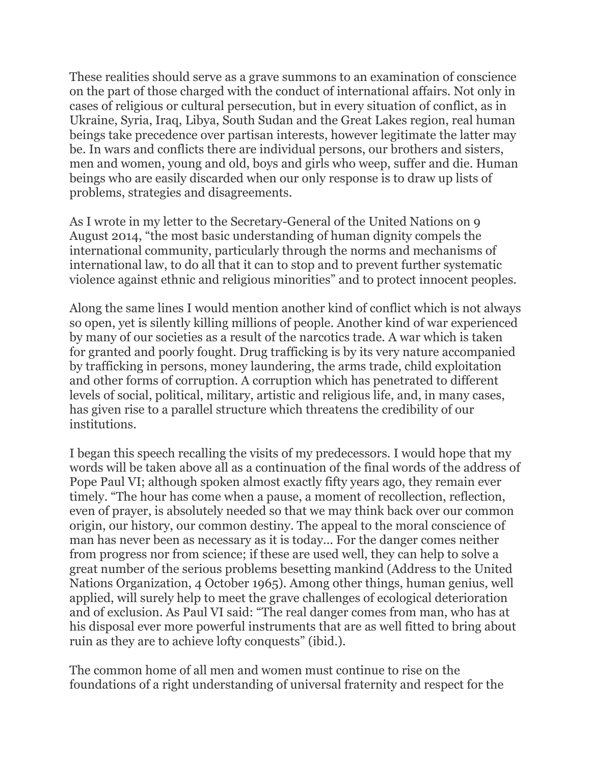These realities should serve as a grave summons to an examination of conscience on the part of those charged with the conduct of international affairs. Not only in cases of religious or cultural persecution, but in every situation of conflict, as in Ukraine, Syria, Iraq, Libya, South Sudan and the Great Lakes region, real human beings take precedence over partisan interests, however legitimate the latter may be. In wars and conflicts there are individual persons, our brothers and sisters, men and women, young and old, boys and girls who weep, suffer and die. Human beings who are easily discarded when our only response is to draw up lists of problems, strategies and disagreements.

As I wrote in my letter to the Secretary-General of the United Nations on 9 August 2014, "the most basic understanding of human dignity compels the international community, particularly through the norms and mechanisms of international law, to do all that it can to stop and to prevent further systematic violence against ethnic and religious minorities" and to protect innocent peoples.

Along the same lines I would mention another kind of conflict which is not always so open, yet is silently killing millions of people. Another kind of war experienced by many of our societies as a result of the narcotics trade. A war which is taken for granted and poorly fought. Drug trafficking is by its very nature accompanied by trafficking in persons, money laundering, the arms trade, child exploitation and other forms of corruption. A corruption which has penetrated to different levels of social, political, military, artistic and religious life, and, in many cases, has given rise to a parallel structure which threatens the credibility of our institutions.

I began this speech recalling the visits of my predecessors. I would hope that my words will be taken above all as a continuation of the final words of the address of Pope Paul VI; although spoken almost exactly fifty years ago, they remain ever timely. "The hour has come when a pause, a moment of recollection, reflection, even of prayer, is absolutely needed so that we may think back over our common origin, our history, our common destiny. The appeal to the moral conscience of man has never been as necessary as it is today... For the danger comes neither from progress nor from science; if these are used well, they can help to solve a great number of the serious problems besetting mankind (Address to the United Nations Organization, 4 October 1965). Among other things, human genius, well applied, will surely help to meet the grave challenges of ecological deterioration and of exclusion. As Paul VI said: "The real danger comes from man, who has at his disposal ever more powerful instruments that are as well fitted to bring about ruin as they are to achieve lofty conquests" (ibid.).

The common home of all men and women must continue to rise on the foundations of a right understanding of universal fraternity and respect for the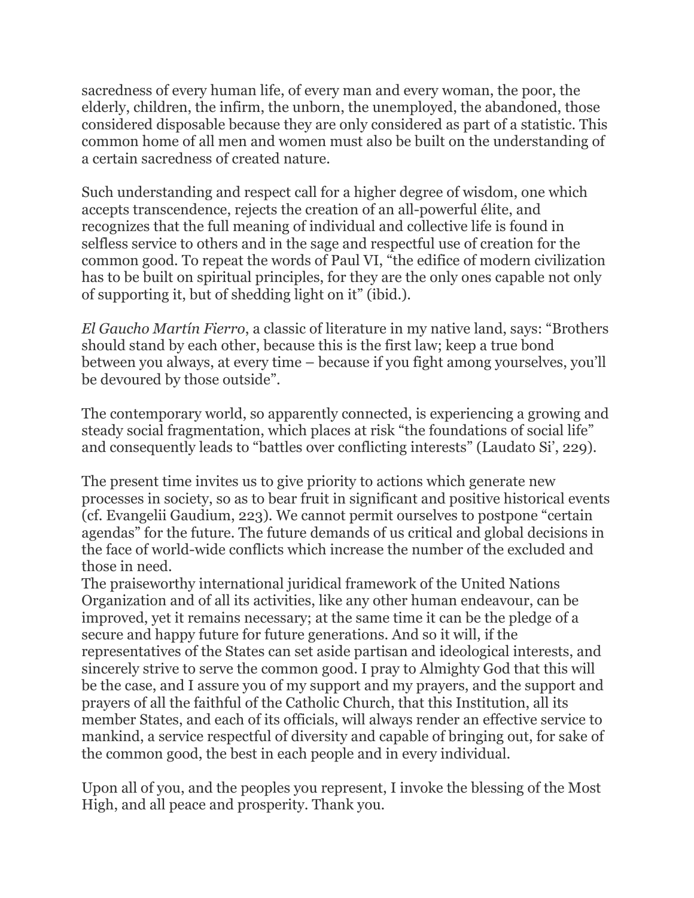sacredness of every human life, of every man and every woman, the poor, the elderly, children, the infirm, the unborn, the unemployed, the abandoned, those considered disposable because they are only considered as part of a statistic. This common home of all men and women must also be built on the understanding of a certain sacredness of created nature.

Such understanding and respect call for a higher degree of wisdom, one which accepts transcendence, rejects the creation of an all-powerful élite, and recognizes that the full meaning of individual and collective life is found in selfless service to others and in the sage and respectful use of creation for the common good. To repeat the words of Paul VI, "the edifice of modern civilization has to be built on spiritual principles, for they are the only ones capable not only of supporting it, but of shedding light on it" (ibid.).

*El Gaucho Martín Fierro*, a classic of literature in my native land, says: "Brothers should stand by each other, because this is the first law; keep a true bond between you always, at every time – because if you fight among yourselves, you'll be devoured by those outside".

The contemporary world, so apparently connected, is experiencing a growing and steady social fragmentation, which places at risk "the foundations of social life" and consequently leads to "battles over conflicting interests" (Laudato Si', 229).

The present time invites us to give priority to actions which generate new processes in society, so as to bear fruit in significant and positive historical events (cf. Evangelii Gaudium, 223). We cannot permit ourselves to postpone "certain agendas" for the future. The future demands of us critical and global decisions in the face of world-wide conflicts which increase the number of the excluded and those in need.

The praiseworthy international juridical framework of the United Nations Organization and of all its activities, like any other human endeavour, can be improved, yet it remains necessary; at the same time it can be the pledge of a secure and happy future for future generations. And so it will, if the representatives of the States can set aside partisan and ideological interests, and sincerely strive to serve the common good. I pray to Almighty God that this will be the case, and I assure you of my support and my prayers, and the support and prayers of all the faithful of the Catholic Church, that this Institution, all its member States, and each of its officials, will always render an effective service to mankind, a service respectful of diversity and capable of bringing out, for sake of the common good, the best in each people and in every individual.

Upon all of you, and the peoples you represent, I invoke the blessing of the Most High, and all peace and prosperity. Thank you.